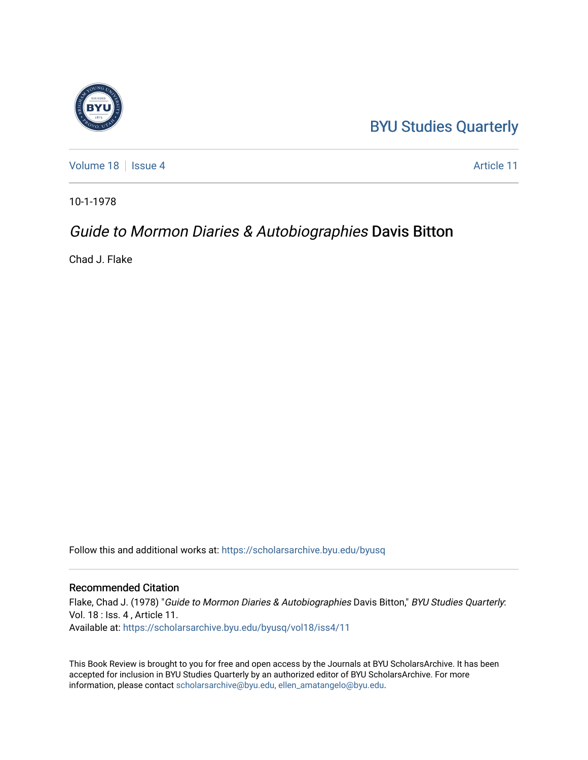BYU Studies Quarterly

Volume 18 | Issue 4 | Article 11

10-1-1978

# *Guide to Mormon Diaries & Autobiographies* Davis Bitton

Chad J. Flake

Follow this and additional works at: https://scholarsarchive.byu.edu/byusq

## Recommended Citation

Flake, Chad J. (1978) "*Guide to Mormon Diaries & Autobiographies* Davis Bitton," *BYU Studies Quarterly*: Vol. 18 : Iss. 4 , Article 11.
Available at: https://scholarsarchive.byu.edu/byusq/vol18/iss4/11

This Book Review is brought to you for free and open access by the Journals at BYU ScholarsArchive. It has been accepted for inclusion in BYU Studies Quarterly by an authorized editor of BYU ScholarsArchive. For more information, please contact scholarsarchive@byu.edu, ellen_amatangelo@byu.edu.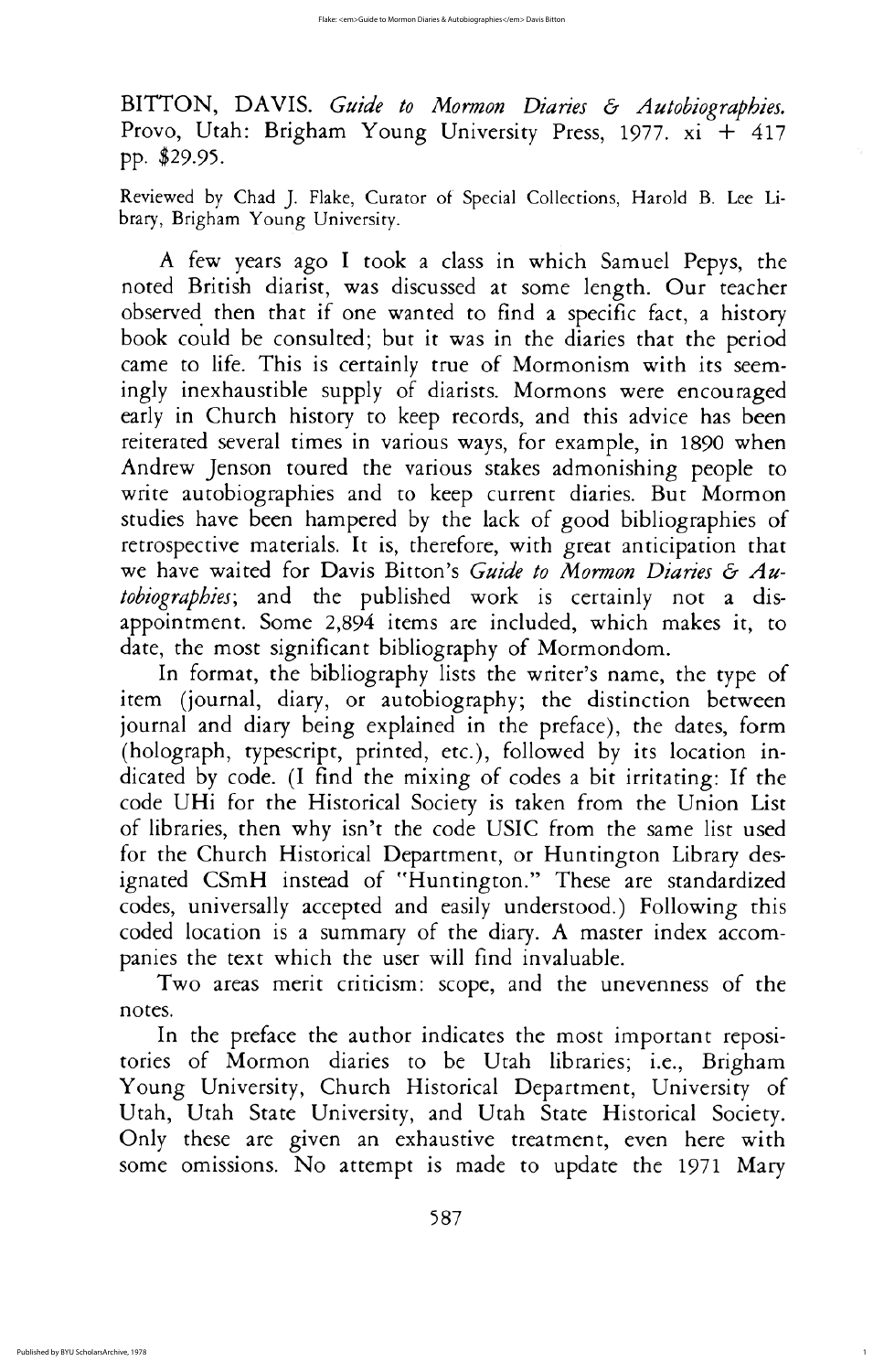BITTON, DAVIS. *Guide to Mormon Diaries & Autobiographies.* Provo, Utah: Brigham Young University Press, 1977. xi + 417 pp. $29.95.

Reviewed by Chad J. Flake, Curator of Special Collections, Harold B. Lee Library, Brigham Young University.

A few years ago I took a class in which Samuel Pepys, the noted British diarist, was discussed at some length. Our teacher observed then that if one wanted to find a specific fact, a history book could be consulted; but it was in the diaries that the period came to life. This is certainly true of Mormonism with its seemingly inexhaustible supply of diarists. Mormons were encouraged early in Church history to keep records, and this advice has been reiterated several times in various ways, for example, in 1890 when Andrew Jenson toured the various stakes admonishing people to write autobiographies and to keep current diaries. But Mormon studies have been hampered by the lack of good bibliographies of retrospective materials. It is, therefore, with great anticipation that we have waited for Davis Bitton's *Guide to Mormon Diaries & Autobiographies*; and the published work is certainly not a disappointment. Some 2,894 items are included, which makes it, to date, the most significant bibliography of Mormondom.

In format, the bibliography lists the writer's name, the type of item (journal, diary, or autobiography; the distinction between journal and diary being explained in the preface), the dates, form (holograph, typescript, printed, etc.), followed by its location indicated by code. (I find the mixing of codes a bit irritating: If the code UHi for the Historical Society is taken from the Union List of libraries, then why isn't the code USIC from the same list used for the Church Historical Department, or Huntington Library designated CSmH instead of "Huntington." These are standardized codes, universally accepted and easily understood.) Following this coded location is a summary of the diary. A master index accompanies the text which the user will find invaluable.

Two areas merit criticism: scope, and the unevenness of the notes.

In the preface the author indicates the most important repositories of Mormon diaries to be Utah libraries; i.e., Brigham Young University, Church Historical Department, University of Utah, Utah State University, and Utah State Historical Society. Only these are given an exhaustive treatment, even here with some omissions. No attempt is made to update the 1971 Mary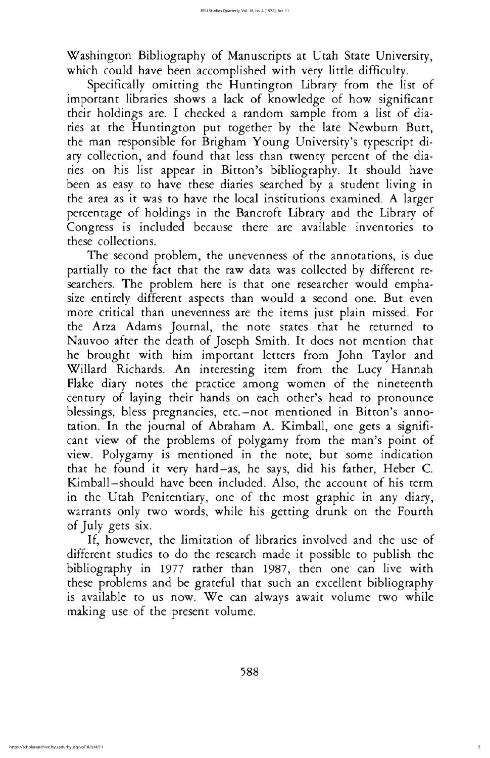Washington Bibliography of Manuscripts at Utah State University, which could have been accomplished with very little difficulty.

Specifically omitting the Huntington Library from the list of important libraries shows a lack of knowledge of how significant their holdings are. I checked a random sample from a list of diaries at the Huntington put together by the late Newburn Butt, the man responsible for Brigham Young University's typescript diary collection, and found that less than twenty percent of the diaries on his list appear in Bitton's bibliography. It should have been as easy to have these diaries searched by a student living in the area as it was to have the local institutions examined. A larger percentage of holdings in the Bancroft Library and the Library of Congress is included because there are available inventories to these collections.

The second problem, the unevenness of the annotations, is due partially to the fact that the raw data was collected by different researchers. The problem here is that one researcher would emphasize entirely different aspects than would a second one. But even more critical than unevenness are the items just plain missed. For the Arza Adams Journal, the note states that he returned to Nauvoo after the death of Joseph Smith. It does not mention that he brought with him important letters from John Taylor and Willard Richards. An interesting item from the Lucy Hannah Flake diary notes the practice among women of the nineteenth century of laying their hands on each other's head to pronounce blessings, bless pregnancies, etc.—not mentioned in Bitton's annotation. In the journal of Abraham A. Kimball, one gets a significant view of the problems of polygamy from the man's point of view. Polygamy is mentioned in the note, but some indication that he found it very hard—as, he says, did his father, Heber C. Kimball—should have been included. Also, the account of his term in the Utah Penitentiary, one of the most graphic in any diary, warrants only two words, while his getting drunk on the Fourth of July gets six.

If, however, the limitation of libraries involved and the use of different studies to do the research made it possible to publish the bibliography in 1977 rather than 1987, then one can live with these problems and be grateful that such an excellent bibliography is available to us now. We can always await volume two while making use of the present volume.